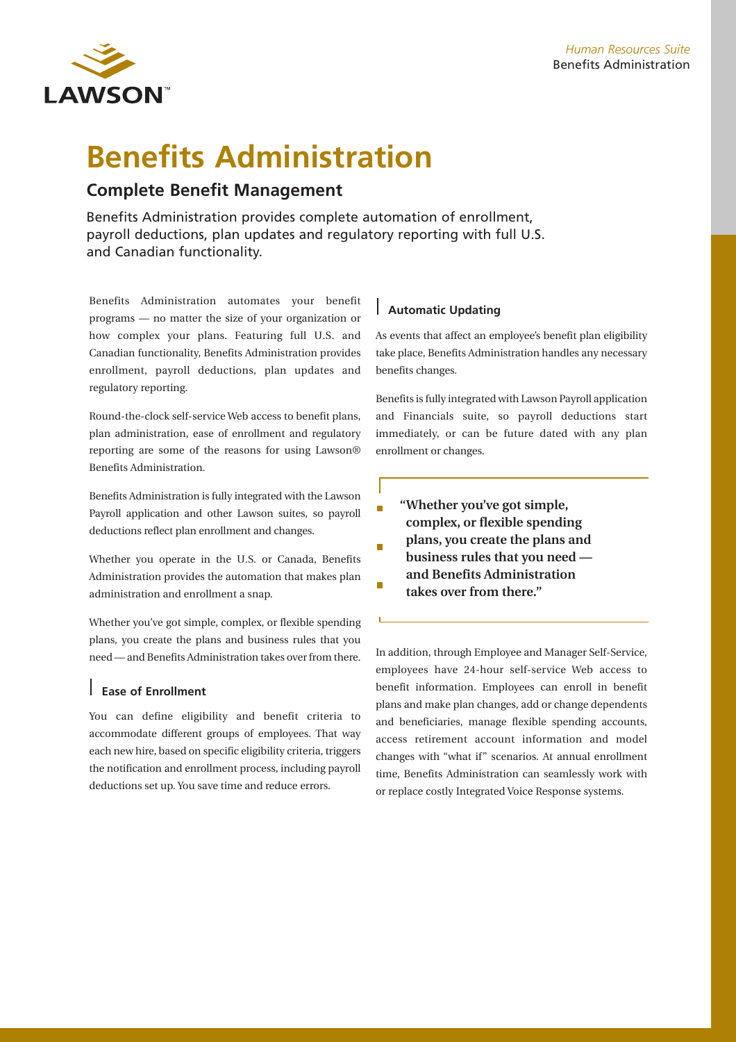# Benefits Administration

## Complete Benefit Management

Benefits Administration provides complete automation of enrollment, payroll deductions, plan updates and regulatory reporting with full U.S. and Canadian functionality.

Benefits Administration automates your benefit programs — no matter the size of your organization or how complex your plans. Featuring full U.S. and Canadian functionality, Benefits Administration provides enrollment, payroll deductions, plan updates and regulatory reporting.

Round-the-clock self-service Web access to benefit plans, plan administration, ease of enrollment and regulatory reporting are some of the reasons for using Lawson® Benefits Administration.

Benefits Administration is fully integrated with the Lawson Payroll application and other Lawson suites, so payroll deductions reflect plan enrollment and changes.

Whether you operate in the U.S. or Canada, Benefits Administration provides the automation that makes plan administration and enrollment a snap.

Whether you've got simple, complex, or flexible spending plans, you create the plans and business rules that you need — and Benefits Administration takes over from there.

### Ease of Enrollment

You can define eligibility and benefit criteria to accommodate different groups of employees. That way each new hire, based on specific eligibility criteria, triggers the notification and enrollment process, including payroll deductions set up. You save time and reduce errors.

### Automatic Updating

As events that affect an employee's benefit plan eligibility take place, Benefits Administration handles any necessary benefits changes.

Benefits is fully integrated with Lawson Payroll application and Financials suite, so payroll deductions start immediately, or can be future dated with any plan enrollment or changes.

> **"Whether you've got simple, complex, or flexible spending plans, you create the plans and business rules that you need — and Benefits Administration takes over from there."**

In addition, through Employee and Manager Self-Service, employees have 24-hour self-service Web access to benefit information. Employees can enroll in benefit plans and make plan changes, add or change dependents and beneficiaries, manage flexible spending accounts, access retirement account information and model changes with "what if" scenarios. At annual enrollment time, Benefits Administration can seamlessly work with or replace costly Integrated Voice Response systems.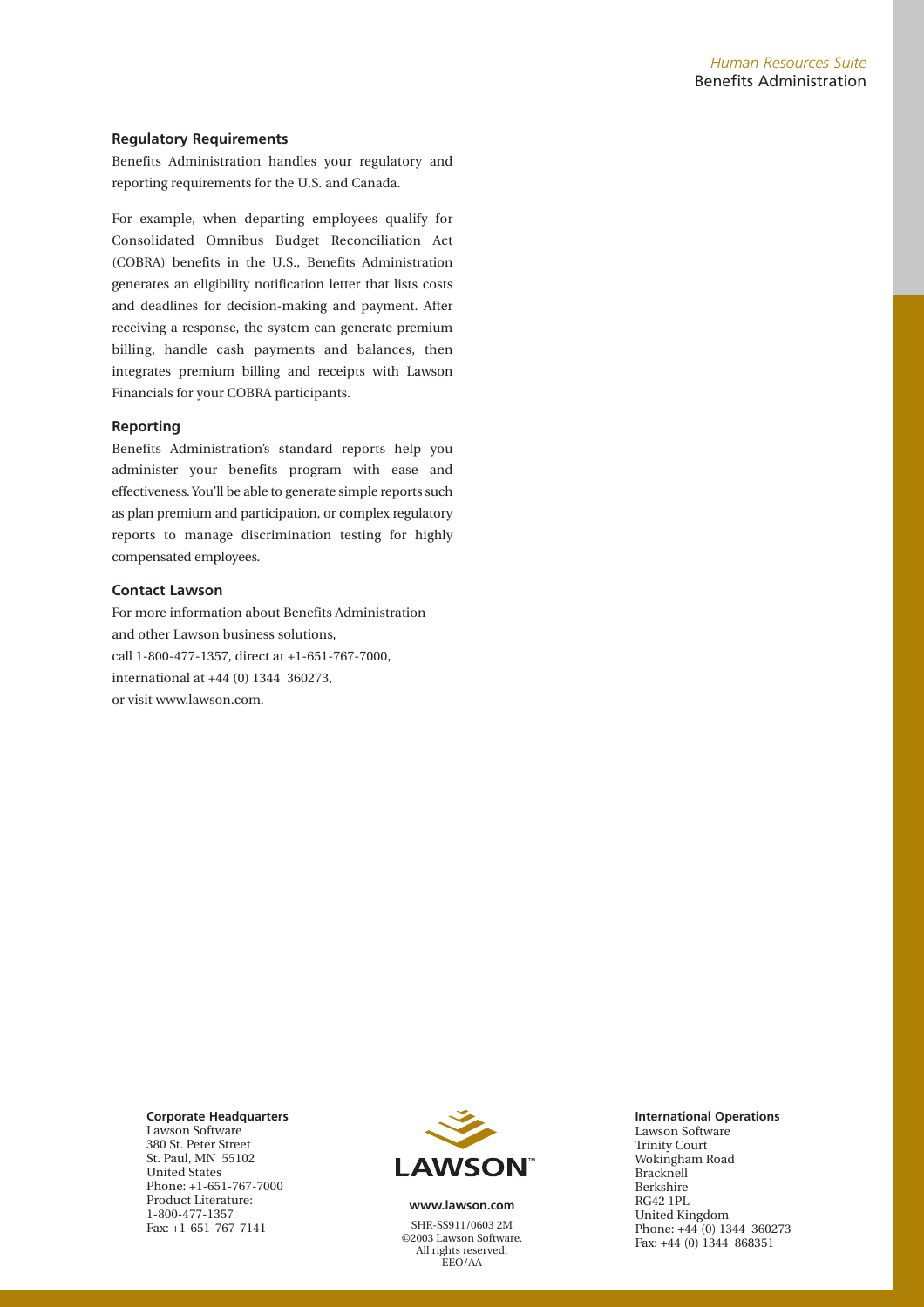## Regulatory Requirements

Benefits Administration handles your regulatory and reporting requirements for the U.S. and Canada.

For example, when departing employees qualify for Consolidated Omnibus Budget Reconciliation Act (COBRA) benefits in the U.S., Benefits Administration generates an eligibility notification letter that lists costs and deadlines for decision-making and payment. After receiving a response, the system can generate premium billing, handle cash payments and balances, then integrates premium billing and receipts with Lawson Financials for your COBRA participants.

## Reporting

Benefits Administration's standard reports help you administer your benefits program with ease and effectiveness. You'll be able to generate simple reports such as plan premium and participation, or complex regulatory reports to manage discrimination testing for highly compensated employees.

## Contact Lawson

For more information about Benefits Administration and other Lawson business solutions, call 1-800-477-1357, direct at +1-651-767-7000, international at +44 (0) 1344 360273, or visit www.lawson.com.

**Corporate Headquarters**
Lawson Software
380 St. Peter Street
St. Paul, MN 55102
United States
Phone: +1-651-767-7000
Product Literature:
1-800-477-1357
Fax: +1-651-767-7141

LAWSON™

**www.lawson.com**

SHR-SS911/0603 2M
©2003 Lawson Software.
All rights reserved.
EEO/AA

**International Operations**
Lawson Software
Trinity Court
Wokingham Road
Bracknell
Berkshire
RG42 1PL
United Kingdom
Phone: +44 (0) 1344 360273
Fax: +44 (0) 1344 868351